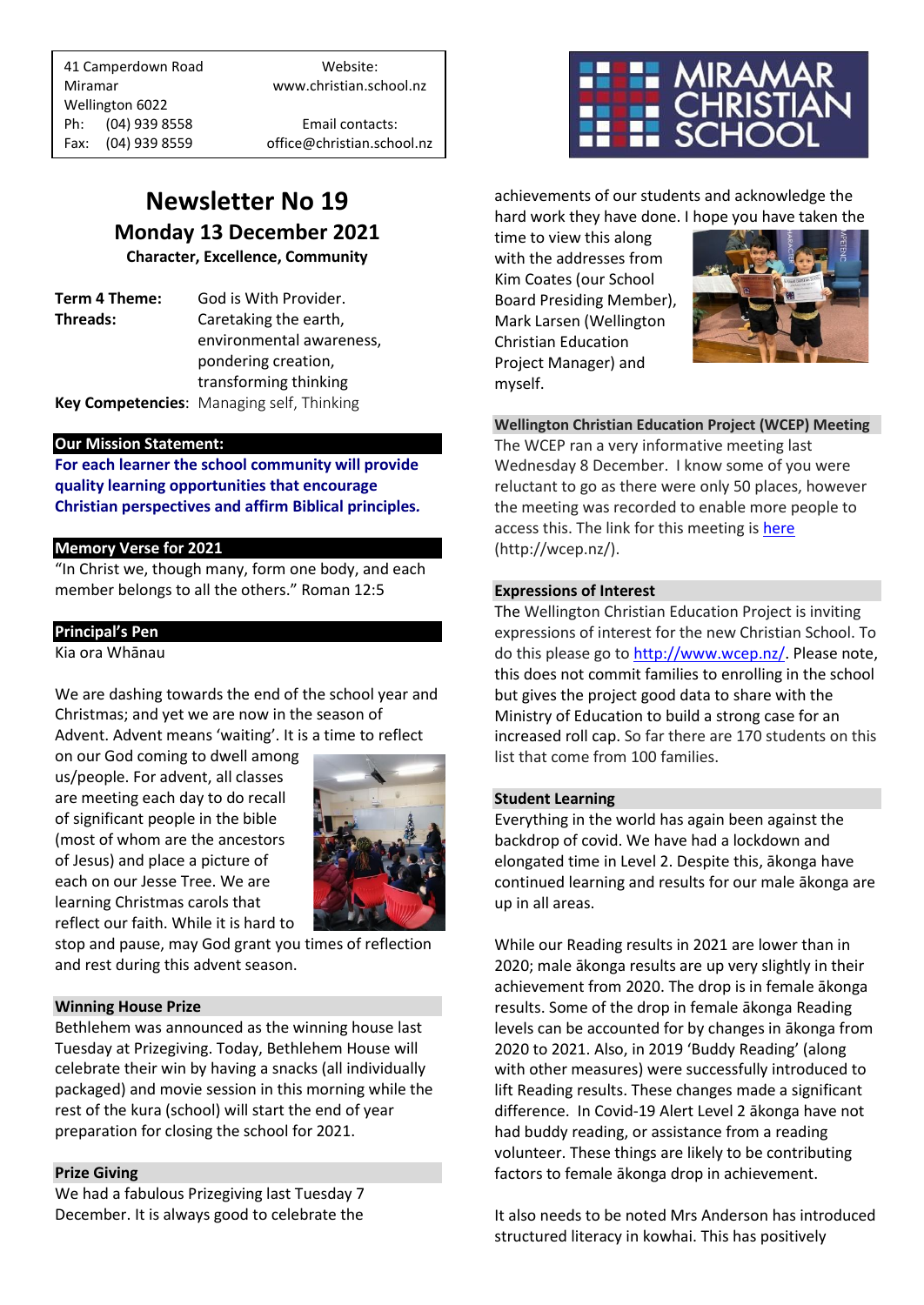41 Camperdown Road
Miramar
Wellington 6022
Ph: (04) 939 8558
Fax: (04) 939 8559

Website:
www.christian.school.nz

Email contacts:
office@christian.school.nz

MIRAMAR CHRISTIAN SCHOOL

# Newsletter No 19

## Monday 13 December 2021

**Character, Excellence, Community**

**Term 4 Theme:** God is With Provider.
**Threads:** Caretaking the earth, environmental awareness, pondering creation, transforming thinking
**Key Competencies**: Managing self, Thinking

### Our Mission Statement:

**For each learner the school community will provide quality learning opportunities that encourage Christian perspectives and affirm Biblical principles.**

### Memory Verse for 2021

"In Christ we, though many, form one body, and each member belongs to all the others." Roman 12:5

### Principal's Pen

Kia ora Whānau

We are dashing towards the end of the school year and Christmas; and yet we are now in the season of Advent. Advent means 'waiting'. It is a time to reflect on our God coming to dwell among us/people. For advent, all classes are meeting each day to do recall of significant people in the bible (most of whom are the ancestors of Jesus) and place a picture of each on our Jesse Tree. We are learning Christmas carols that reflect our faith. While it is hard to stop and pause, may God grant you times of reflection and rest during this advent season.

### Winning House Prize

Bethlehem was announced as the winning house last Tuesday at Prizegiving. Today, Bethlehem House will celebrate their win by having a snacks (all individually packaged) and movie session in this morning while the rest of the kura (school) will start the end of year preparation for closing the school for 2021.

### Prize Giving

We had a fabulous Prizegiving last Tuesday 7 December. It is always good to celebrate the achievements of our students and acknowledge the hard work they have done. I hope you have taken the time to view this along with the addresses from Kim Coates (our School Board Presiding Member), Mark Larsen (Wellington Christian Education Project Manager) and myself.

### Wellington Christian Education Project (WCEP) Meeting

The WCEP ran a very informative meeting last Wednesday 8 December. I know some of you were reluctant to go as there were only 50 places, however the meeting was recorded to enable more people to access this. The link for this meeting is here (http://wcep.nz/).

### Expressions of Interest

The Wellington Christian Education Project is inviting expressions of interest for the new Christian School. To do this please go to http://www.wcep.nz/. Please note, this does not commit families to enrolling in the school but gives the project good data to share with the Ministry of Education to build a strong case for an increased roll cap. So far there are 170 students on this list that come from 100 families.

### Student Learning

Everything in the world has again been against the backdrop of covid. We have had a lockdown and elongated time in Level 2. Despite this, ākonga have continued learning and results for our male ākonga are up in all areas.

While our Reading results in 2021 are lower than in 2020; male ākonga results are up very slightly in their achievement from 2020. The drop is in female ākonga results. Some of the drop in female ākonga Reading levels can be accounted for by changes in ākonga from 2020 to 2021. Also, in 2019 'Buddy Reading' (along with other measures) were successfully introduced to lift Reading results. These changes made a significant difference. In Covid-19 Alert Level 2 ākonga have not had buddy reading, or assistance from a reading volunteer. These things are likely to be contributing factors to female ākonga drop in achievement.

It also needs to be noted Mrs Anderson has introduced structured literacy in kowhai. This has positively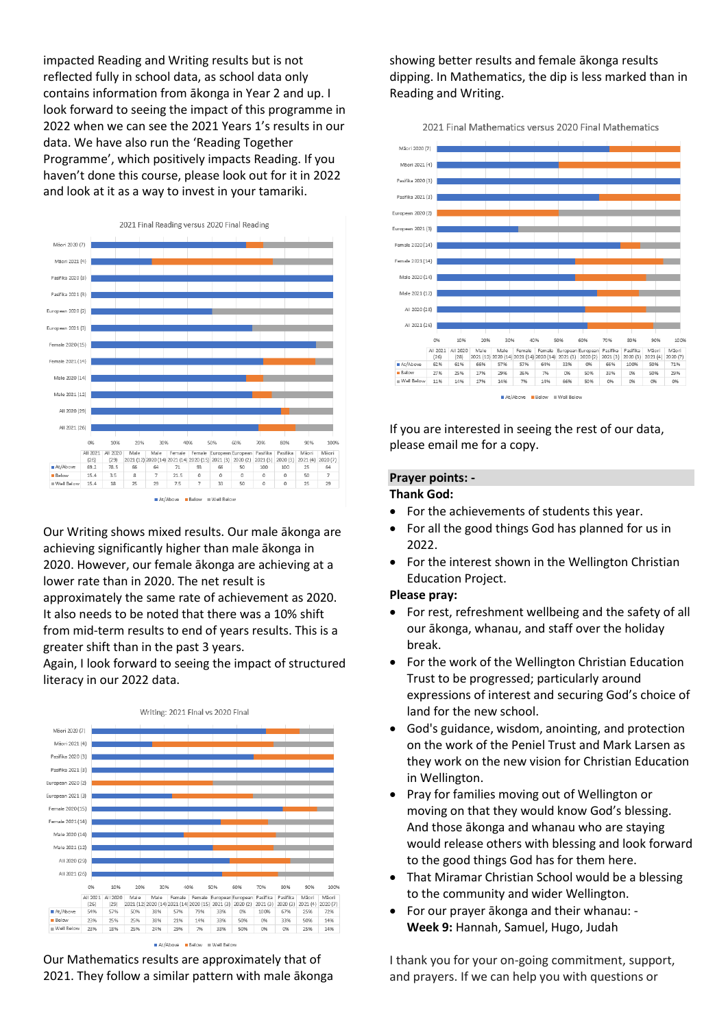impacted Reading and Writing results but is not reflected fully in school data, as school data only contains information from ākonga in Year 2 and up. I look forward to seeing the impact of this programme in 2022 when we can see the 2021 Years 1's results in our data. We have also run the 'Reading Together Programme', which positively impacts Reading. If you haven't done this course, please look out for it in 2022 and look at it as a way to invest in your tamariki.

2021 Final Reading versus 2020 Final Reading

| | All 2021 (26) | All 2020 (29) | Male 2021 (12) | Male 2020 (14) | Female 2021 (14) | Female 2020 (15) | European 2021 (3) | European 2020 (2) | Pasifika 2021 (3) | Pasifika 2020 (3) | Māori 2021 (4) | Māori 2020 (7) |
|---|---|---|---|---|---|---|---|---|---|---|---|---|
| At/Above | 69.2 | 78.5 | 66 | 64 | 71 | 93 | 66 | 50 | 100 | 100 | 25 | 64 |
| Below | 15.4 | 3.5 | 8 | 7 | 21.5 | 0 | 0 | 0 | 0 | 0 | 50 | 7 |
| Well Below | 15.4 | 18 | 25 | 29 | 7.5 | 7 | 33 | 50 | 0 | 0 | 25 | 29 |

Our Writing shows mixed results. Our male ākonga are achieving significantly higher than male ākonga in 2020. However, our female ākonga are achieving at a lower rate than in 2020. The net result is approximately the same rate of achievement as 2020. It also needs to be noted that there was a 10% shift from mid-term results to end of years results. This is a greater shift than in the past 3 years.
Again, I look forward to seeing the impact of structured literacy in our 2022 data.

Writing: 2021 Final vs 2020 Final

| | All 2021 (26) | All 2020 (29) | Male 2021 (12) | Male 2020 (14) | Female 2021 (14) | Female 2020 (15) | European 2021 (3) | European 2020 (2) | Pasifika 2021 (3) | Pasifika 2020 (3) | Māori 2021 (4) | Māori 2020 (7) |
|---|---|---|---|---|---|---|---|---|---|---|---|---|
| At/Above | 54% | 57% | 50% | 38% | 57% | 79% | 33% | 0% | 100% | 67% | 25% | 72% |
| Below | 23% | 25% | 25% | 38% | 21% | 14% | 33% | 50% | 0% | 33% | 50% | 14% |
| Well Below | 23% | 18% | 25% | 24% | 29% | 7% | 33% | 50% | 0% | 0% | 25% | 14% |

Our Mathematics results are approximately that of 2021. They follow a similar pattern with male ākonga showing better results and female ākonga results dipping. In Mathematics, the dip is less marked than in Reading and Writing.

2021 Final Mathematics versus 2020 Final Mathematics

| | All 2021 (26) | All 2020 (28) | Male 2021 (12) | Male 2020 (14) | Female 2021 (14) | Female 2020 (14) | European 2021 (3) | European 2020 (2) | Pasifika 2021 (3) | Pasifika 2020 (3) | Māori 2021 (4) | Māori 2020 (7) |
|---|---|---|---|---|---|---|---|---|---|---|---|---|
| At/Above | 62% | 61% | 66% | 57% | 57% | 64% | 33% | 0% | 66% | 100% | 50% | 71% |
| Below | 27% | 25% | 17% | 29% | 36% | 7% | 0% | 50% | 33% | 0% | 50% | 29% |
| Well Below | 11% | 14% | 17% | 14% | 7% | 14% | 66% | 50% | 0% | 0% | 0% | 0% |

If you are interested in seeing the rest of our data, please email me for a copy.

## Prayer points: -

**Thank God:**

- For the achievements of students this year.
- For all the good things God has planned for us in 2022.
- For the interest shown in the Wellington Christian Education Project.

**Please pray:**

- For rest, refreshment wellbeing and the safety of all our ākonga, whanau, and staff over the holiday break.
- For the work of the Wellington Christian Education Trust to be progressed; particularly around expressions of interest and securing God's choice of land for the new school.
- God's guidance, wisdom, anointing, and protection on the work of the Peniel Trust and Mark Larsen as they work on the new vision for Christian Education in Wellington.
- Pray for families moving out of Wellington or moving on that they would know God's blessing. And those ākonga and whanau who are staying would release others with blessing and look forward to the good things God has for them here.
- That Miramar Christian School would be a blessing to the community and wider Wellington.
- For our prayer ākonga and their whanau: - **Week 9:** Hannah, Samuel, Hugo, Judah

I thank you for your on-going commitment, support, and prayers. If we can help you with questions or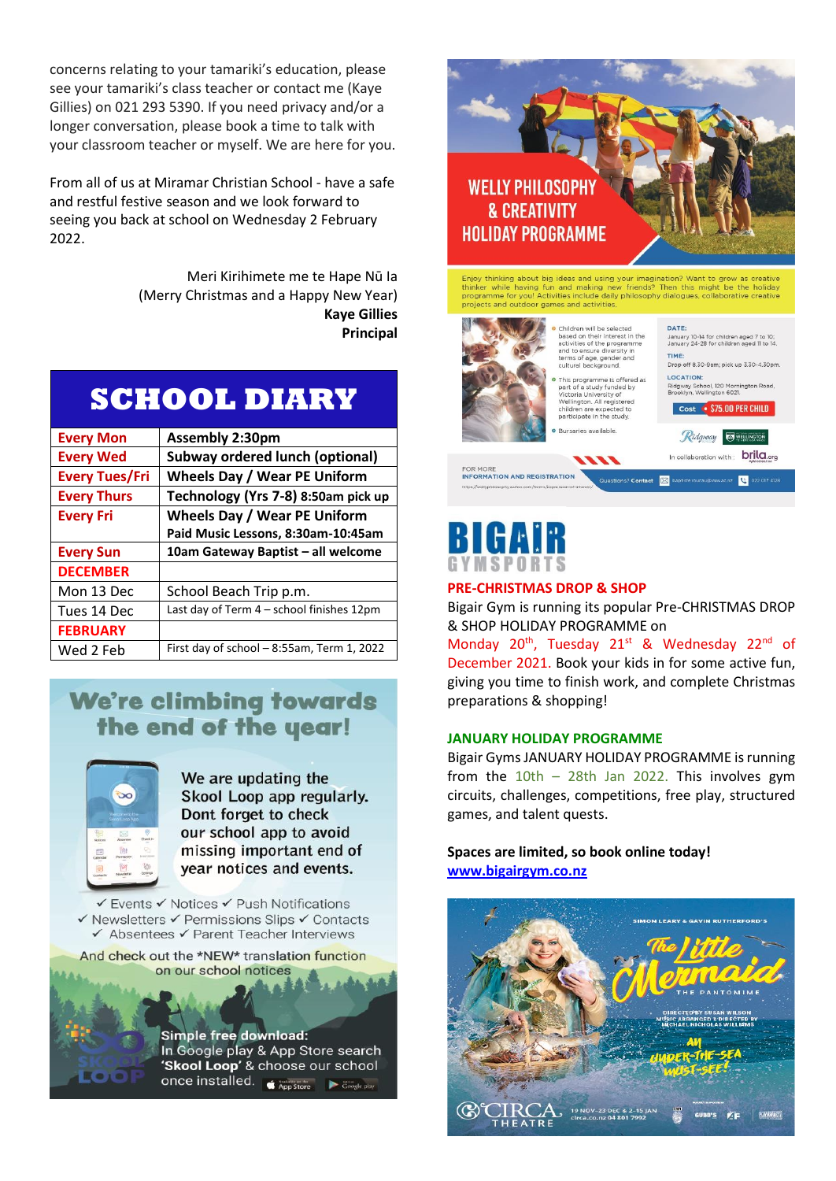concerns relating to your tamariki's education, please see your tamariki's class teacher or contact me (Kaye Gillies) on 021 293 5390. If you need privacy and/or a longer conversation, please book a time to talk with your classroom teacher or myself. We are here for you.

From all of us at Miramar Christian School - have a safe and restful festive season and we look forward to seeing you back at school on Wednesday 2 February 2022.

Meri Kirihimete me te Hape Nū Ia
(Merry Christmas and a Happy New Year)
**Kaye Gillies**
**Principal**

## SCHOOL DIARY

| | |
|---|---|
| Every Mon | **Assembly 2:30pm** |
| Every Wed | **Subway ordered lunch (optional)** |
| Every Tues/Fri | **Wheels Day / Wear PE Uniform** |
| Every Thurs | **Technology (Yrs 7-8) 8:50am pick up** |
| Every Fri | **Wheels Day / Wear PE Uniform**<br>**Paid Music Lessons, 8:30am-10:45am** |
| Every Sun | **10am Gateway Baptist – all welcome** |
| DECEMBER | |
| Mon 13 Dec | School Beach Trip p.m. |
| Tues 14 Dec | Last day of Term 4 – school finishes 12pm |
| FEBRUARY | |
| Wed 2 Feb | First day of school – 8:55am, Term 1, 2022 |

## We're climbing towards the end of the year!

We are updating the Skool Loop app regularly. Dont forget to check our school app to avoid missing important end of year notices and events.

✓ Events ✓ Notices ✓ Push Notifications
✓ Newsletters ✓ Permissions Slips ✓ Contacts
✓ Absentees ✓ Parent Teacher Interviews

And check out the *NEW* translation function on our school notices

**Simple free download:**
In Google play & App Store search **'Skool Loop'** & choose our school once installed.

## WELLY PHILOSOPHY & CREATIVITY HOLIDAY PROGRAMME

Enjoy thinking about big ideas and using your imagination? Want to grow as creative thinker while having fun and making new friends? Then this might be the holiday programme for you! Activities include daily philosophy dialogues, collaborative creative projects and outdoor games and activities.

- Children will be selected based on their interest in the activities of the programme and to ensure diversity in terms of age, gender and cultural background.
- This programme is offered as part of a study funded by Victoria University of Wellington. All registered children are expected to participate in the study.
- Bursaries available.

**DATE:** January 10-14 for children aged 7 to 10; January 24-28 for children aged 11 to 14.

**TIME:** Drop off 8.30-9am; pick up 3.30-4.30pm.

**LOCATION:** Ridgway School, 120 Mornington Road, Brooklyn, Wellington 6021.

**Cost** $75.00 PER CHILD

In collaboration with: brila.org

FOR MORE INFORMATION AND REGISTRATION

## BIGAIR GYMSPORTS

### PRE-CHRISTMAS DROP & SHOP

Bigair Gym is running its popular Pre-CHRISTMAS DROP & SHOP HOLIDAY PROGRAMME on Monday 20th, Tuesday 21st & Wednesday 22nd of December 2021. Book your kids in for some active fun, giving you time to finish work, and complete Christmas preparations & shopping!

### JANUARY HOLIDAY PROGRAMME

Bigair Gyms JANUARY HOLIDAY PROGRAMME is running from the 10th – 28th Jan 2022. This involves gym circuits, challenges, competitions, free play, structured games, and talent quests.

**Spaces are limited, so book online today!**
**[www.bigairgym.co.nz](http://www.bigairgym.co.nz)**

SIMON LEARY & GAVIN RUTHERFORD'S
## The Little Mermaid
THE PANTOMIME

An under-the-sea must-see!

CIRCA THEATRE — 19 NOV–23 DEC & 2–15 JAN — circa.co.nz 04 801 7992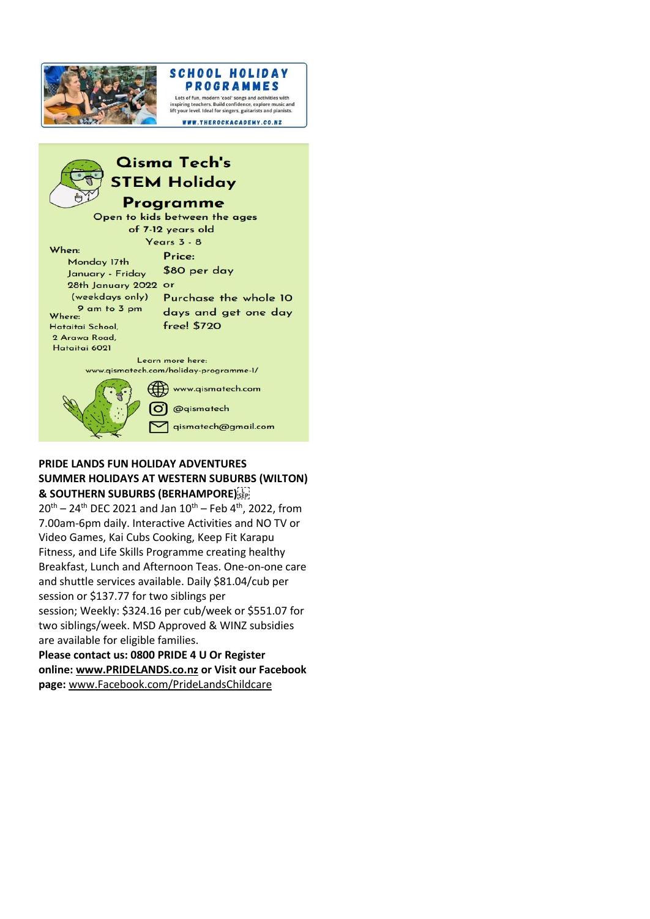**SCHOOL HOLIDAY PROGRAMMES**

Lots of fun, modern 'cool' songs and activities with inspiring teachers. Build confidence, explore music and lift your level. Ideal for singers, guitarists and pianists.

WWW.THEROCKACADEMY.CO.NZ

## Qisma Tech's STEM Holiday Programme

Open to kids between the ages of 7-12 years old

Years 3 - 8

**When:**
Monday 17th January - Friday 28th January 2022 (weekdays only)
9 am to 3 pm

**Where:**
Hataitai School,
2 Arawa Road,
Hataitai 6021

**Price:**
$80 per day
or
Purchase the whole 10 days and get one day free! $720

Learn more here:
www.qismatech.com/holiday-programme-1/

www.qismatech.com

@qismatech

qismatech@gmail.com

**PRIDE LANDS FUN HOLIDAY ADVENTURES**
**SUMMER HOLIDAYS AT WESTERN SUBURBS (WILTON) & SOUTHERN SUBURBS (BERHAMPORE)**

20th – 24th DEC 2021 and Jan 10th – Feb 4th, 2022, from 7.00am-6pm daily. Interactive Activities and NO TV or Video Games, Kai Cubs Cooking, Keep Fit Karapu Fitness, and Life Skills Programme creating healthy Breakfast, Lunch and Afternoon Teas. One-on-one care and shuttle services available. Daily $81.04/cub per session or $137.77 for two siblings per session; Weekly: $324.16 per cub/week or $551.07 for two siblings/week. MSD Approved & WINZ subsidies are available for eligible families.

**Please contact us: 0800 PRIDE 4 U Or Register online: www.PRIDELANDS.co.nz or Visit our Facebook page:** www.Facebook.com/PrideLandsChildcare